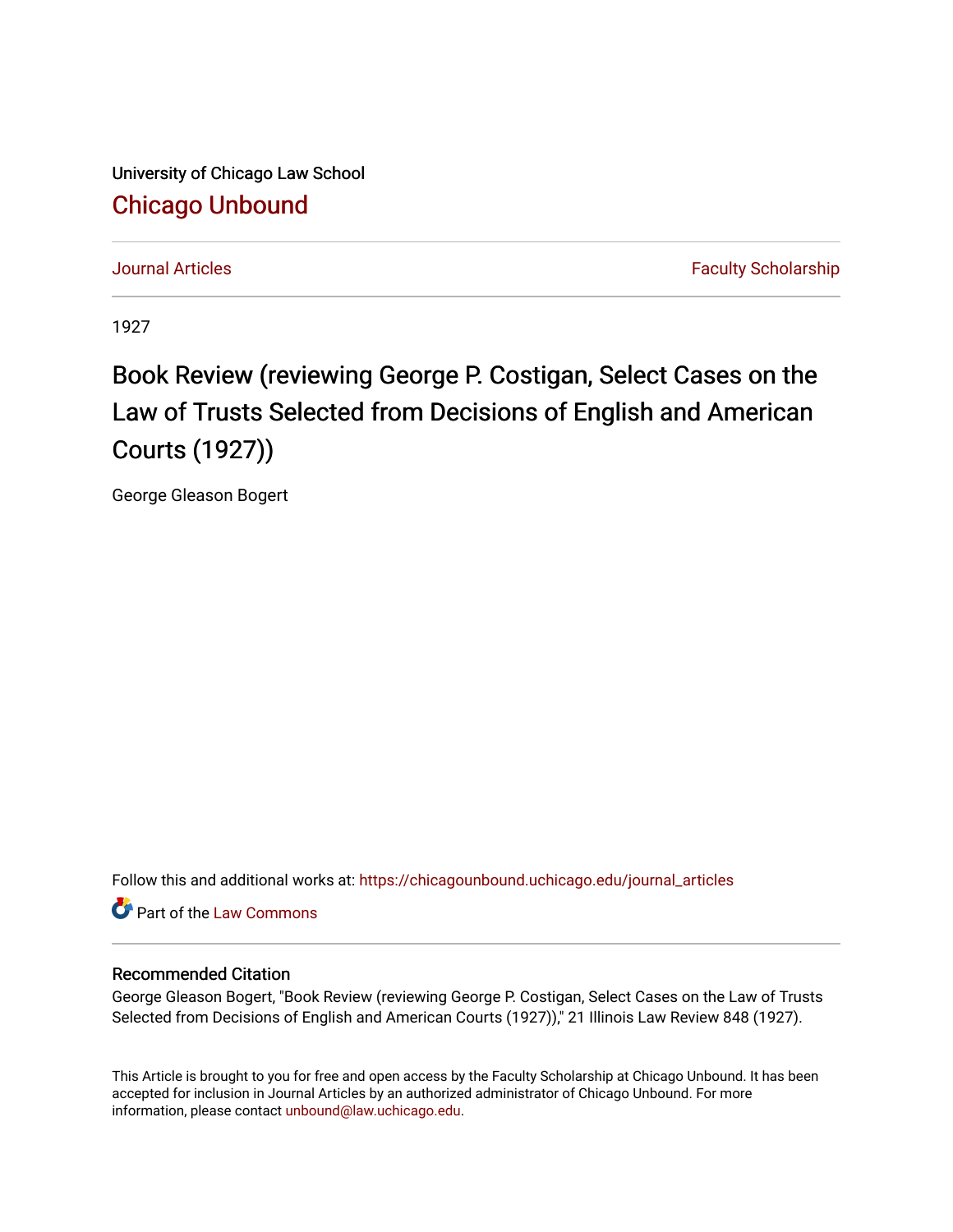University of Chicago Law School

## Chicago Unbound

Journal Articles | Faculty Scholarship

1927

# Book Review (reviewing George P. Costigan, Select Cases on the Law of Trusts Selected from Decisions of English and American Courts (1927))

George Gleason Bogert

Follow this and additional works at: https://chicagounbound.uchicago.edu/journal_articles

Part of the Law Commons

### Recommended Citation

George Gleason Bogert, "Book Review (reviewing George P. Costigan, Select Cases on the Law of Trusts Selected from Decisions of English and American Courts (1927))," 21 Illinois Law Review 848 (1927).

This Article is brought to you for free and open access by the Faculty Scholarship at Chicago Unbound. It has been accepted for inclusion in Journal Articles by an authorized administrator of Chicago Unbound. For more information, please contact unbound@law.uchicago.edu.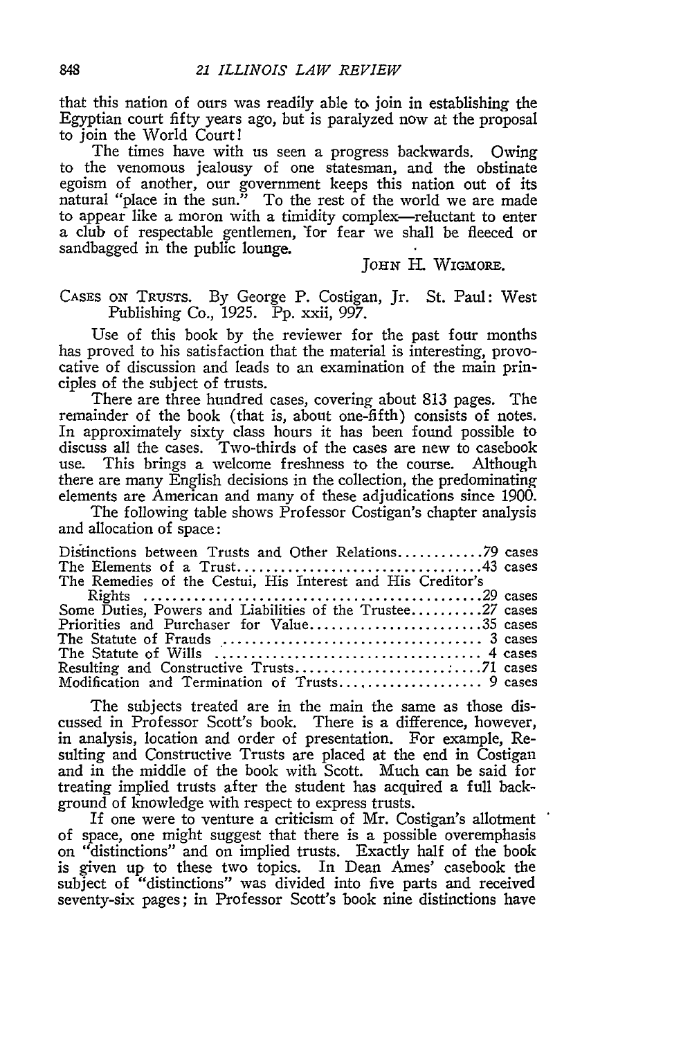that this nation of ours was readily able to join in establishing the Egyptian court fifty years ago, but is paralyzed now at the proposal to join the World Court!

The times have with us seen a progress backwards. Owing to the venomous jealousy of one statesman, and the obstinate egoism of another, our government keeps this nation out of its natural "place in the sun." To the rest of the world we are made to appear like a moron with a timidity complex—reluctant to enter a club of respectable gentlemen, for fear we shall be fleeced or sandbagged in the public lounge.

JOHN H. WIGMORE.

CASES ON TRUSTS. By George P. Costigan, Jr. St. Paul: West Publishing Co., 1925. Pp. xxii, 997.

Use of this book by the reviewer for the past four months has proved to his satisfaction that the material is interesting, provocative of discussion and leads to an examination of the main principles of the subject of trusts.

There are three hundred cases, covering about 813 pages. The remainder of the book (that is, about one-fifth) consists of notes. In approximately sixty class hours it has been found possible to discuss all the cases. Two-thirds of the cases are new to casebook use. This brings a welcome freshness to the course. Although there are many English decisions in the collection, the predominating elements are American and many of these adjudications since 1900.

The following table shows Professor Costigan's chapter analysis and allocation of space:

| | |
|---|---|
| Distinctions between Trusts and Other Relations | 79 cases |
| The Elements of a Trust | 43 cases |
| The Remedies of the Cestui, His Interest and His Creditor's Rights | 29 cases |
| Some Duties, Powers and Liabilities of the Trustee | 27 cases |
| Priorities and Purchaser for Value | 35 cases |
| The Statute of Frauds | 3 cases |
| The Statute of Wills | 4 cases |
| Resulting and Constructive Trusts | 71 cases |
| Modification and Termination of Trusts | 9 cases |

The subjects treated are in the main the same as those discussed in Professor Scott's book. There is a difference, however, in analysis, location and order of presentation. For example, Resulting and Constructive Trusts are placed at the end in Costigan and in the middle of the book with Scott. Much can be said for treating implied trusts after the student has acquired a full background of knowledge with respect to express trusts.

If one were to venture a criticism of Mr. Costigan's allotment of space, one might suggest that there is a possible overemphasis on "distinctions" and on implied trusts. Exactly half of the book is given up to these two topics. In Dean Ames' casebook the subject of "distinctions" was divided into five parts and received seventy-six pages; in Professor Scott's book nine distinctions have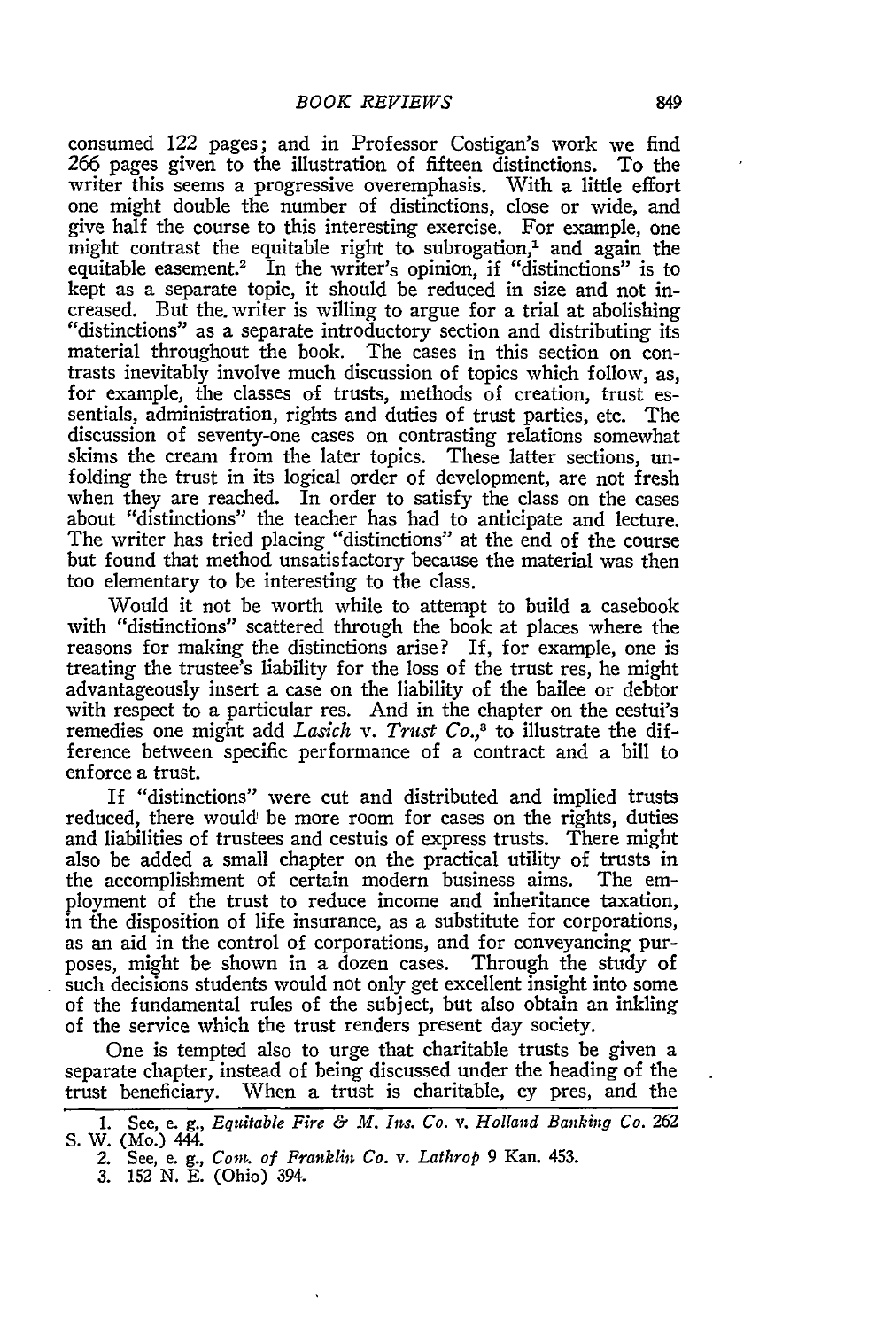consumed 122 pages; and in Professor Costigan's work we find 266 pages given to the illustration of fifteen distinctions. To the writer this seems a progressive overemphasis. With a little effort one might double the number of distinctions, close or wide, and give half the course to this interesting exercise. For example, one might contrast the equitable right to subrogation,[1] and again the equitable easement.[2] In the writer's opinion, if "distinctions" is to kept as a separate topic, it should be reduced in size and not increased. But the writer is willing to argue for a trial at abolishing "distinctions" as a separate introductory section and distributing its material throughout the book. The cases in this section on contrasts inevitably involve much discussion of topics which follow, as, for example, the classes of trusts, methods of creation, trust essentials, administration, rights and duties of trust parties, etc. The discussion of seventy-one cases on contrasting relations somewhat skims the cream from the later topics. These latter sections, unfolding the trust in its logical order of development, are not fresh when they are reached. In order to satisfy the class on the cases about "distinctions" the teacher has had to anticipate and lecture. The writer has tried placing "distinctions" at the end of the course but found that method unsatisfactory because the material was then too elementary to be interesting to the class.

Would it not be worth while to attempt to build a casebook with "distinctions" scattered through the book at places where the reasons for making the distinctions arise? If, for example, one is treating the trustee's liability for the loss of the trust res, he might advantageously insert a case on the liability of the bailee or debtor with respect to a particular res. And in the chapter on the cestui's remedies one might add *Lasich* v. *Trust Co.*,[3] to illustrate the difference between specific performance of a contract and a bill to enforce a trust.

If "distinctions" were cut and distributed and implied trusts reduced, there would be more room for cases on the rights, duties and liabilities of trustees and cestuis of express trusts. There might also be added a small chapter on the practical utility of trusts in the accomplishment of certain modern business aims. The employment of the trust to reduce income and inheritance taxation, in the disposition of life insurance, as a substitute for corporations, as an aid in the control of corporations, and for conveyancing purposes, might be shown in a dozen cases. Through the study of such decisions students would not only get excellent insight into some of the fundamental rules of the subject, but also obtain an inkling of the service which the trust renders present day society.

One is tempted also to urge that charitable trusts be given a separate chapter, instead of being discussed under the heading of the trust beneficiary. When a trust is charitable, cy pres, and the

---

1. See, e. g., *Equitable Fire & M. Ins. Co.* v. *Holland Banking Co.* 262 S. W. (Mo.) 444.
2. See, e. g., *Com. of Franklin Co.* v. *Lathrop* 9 Kan. 453.
3. 152 N. E. (Ohio) 394.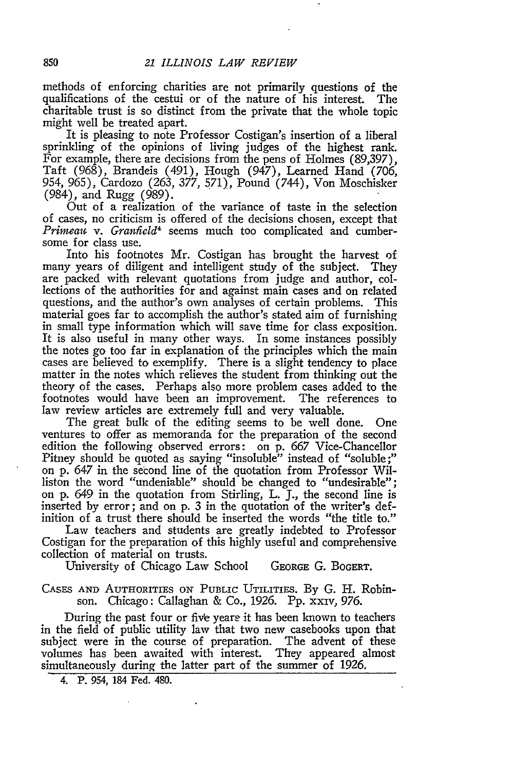methods of enforcing charities are not primarily questions of the qualifications of the cestui or of the nature of his interest. The charitable trust is so distinct from the private that the whole topic might well be treated apart.

It is pleasing to note Professor Costigan's insertion of a liberal sprinkling of the opinions of living judges of the highest rank. For example, there are decisions from the pens of Holmes (89,397), Taft (968), Brandeis (491), Hough (947), Learned Hand (706, 954, 965), Cardozo (263, 377, 571), Pound (744), Von Moschisker (984), and Rugg (989).

Out of a realization of the variance of taste in the selection of cases, no criticism is offered of the decisions chosen, except that *Primeau* v. *Granfield*[4] seems much too complicated and cumbersome for class use.

Into his footnotes Mr. Costigan has brought the harvest of many years of diligent and intelligent study of the subject. They are packed with relevant quotations from judge and author, collections of the authorities for and against main cases and on related questions, and the author's own analyses of certain problems. This material goes far to accomplish the author's stated aim of furnishing in small type information which will save time for class exposition. It is also useful in many other ways. In some instances possibly the notes go too far in explanation of the principles which the main cases are believed to exemplify. There is a slight tendency to place matter in the notes which relieves the student from thinking out the theory of the cases. Perhaps also more problem cases added to the footnotes would have been an improvement. The references to law review articles are extremely full and very valuable.

The great bulk of the editing seems to be well done. One ventures to offer as memoranda for the preparation of the second edition the following observed errors: on p. 667 Vice-Chancellor Pitney should be quoted as saying "insoluble" instead of "soluble;" on p. 647 in the second line of the quotation from Professor Williston the word "undeniable" should be changed to "undesirable"; on p. 649 in the quotation from Stirling, L. J., the second line is inserted by error; and on p. 3 in the quotation of the writer's definition of a trust there should be inserted the words "the title to."

Law teachers and students are greatly indebted to Professor Costigan for the preparation of this highly useful and comprehensive collection of material on trusts.

University of Chicago Law School GEORGE G. BOGERT.

CASES AND AUTHORITIES ON PUBLIC UTILITIES. By G. H. Robinson. Chicago: Callaghan & Co., 1926. Pp. xxiv, 976.

During the past four or five years it has been known to teachers in the field of public utility law that two new casebooks upon that subject were in the course of preparation. The advent of these volumes has been awaited with interest. They appeared almost simultaneously during the latter part of the summer of 1926.

4. P. 954, 184 Fed. 480.